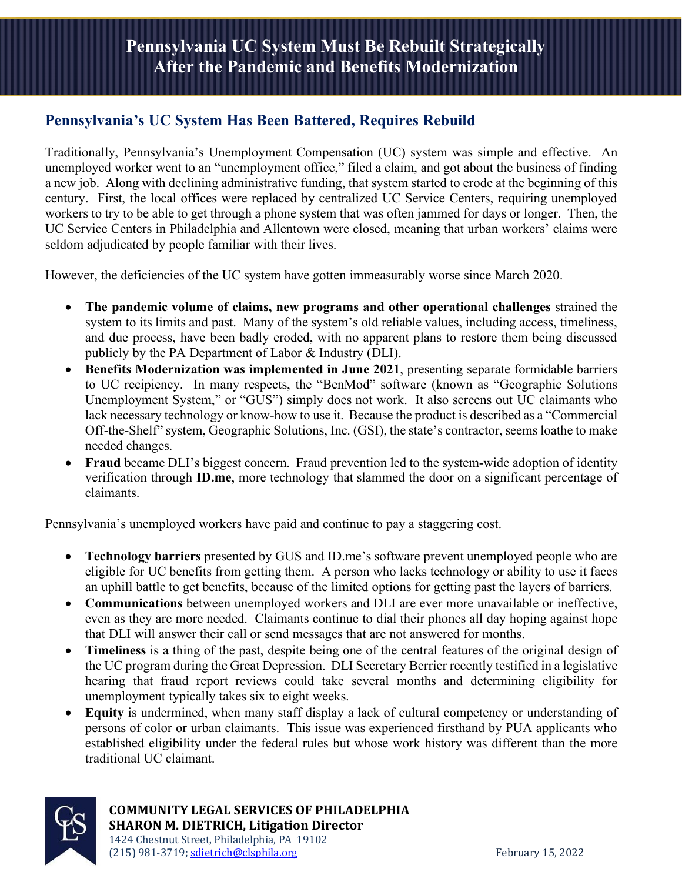# Pennsylvania UC System Must Be Rebuilt Strategically After the Pandemic and Benefits Modernization

## Pennsylvania's UC System Has Been Battered, Requires Rebuild

Traditionally, Pennsylvania's Unemployment Compensation (UC) system was simple and effective. An unemployed worker went to an "unemployment office," filed a claim, and got about the business of finding a new job. Along with declining administrative funding, that system started to erode at the beginning of this century. First, the local offices were replaced by centralized UC Service Centers, requiring unemployed workers to try to be able to get through a phone system that was often jammed for days or longer. Then, the UC Service Centers in Philadelphia and Allentown were closed, meaning that urban workers' claims were seldom adjudicated by people familiar with their lives.

However, the deficiencies of the UC system have gotten immeasurably worse since March 2020.

- **The pandemic volume of claims, new programs and other operational challenges** strained the system to its limits and past. Many of the system's old reliable values, including access, timeliness, and due process, have been badly eroded, with no apparent plans to restore them being discussed publicly by the PA Department of Labor & Industry (DLI).
- **Benefits Modernization was implemented in June 2021**, presenting separate formidable barriers to UC recipiency. In many respects, the "BenMod" software (known as "Geographic Solutions Unemployment System," or "GUS") simply does not work. It also screens out UC claimants who lack necessary technology or know-how to use it. Because the product is described as a "Commercial Off-the-Shelf" system, Geographic Solutions, Inc. (GSI), the state's contractor, seems loathe to make needed changes.
- **Fraud** became DLI's biggest concern. Fraud prevention led to the system-wide adoption of identity verification through **ID.me**, more technology that slammed the door on a significant percentage of claimants.

Pennsylvania's unemployed workers have paid and continue to pay a staggering cost.

- **Technology barriers** presented by GUS and ID.me's software prevent unemployed people who are eligible for UC benefits from getting them. A person who lacks technology or ability to use it faces an uphill battle to get benefits, because of the limited options for getting past the layers of barriers.
- **Communications** between unemployed workers and DLI are ever more unavailable or ineffective, even as they are more needed. Claimants continue to dial their phones all day hoping against hope that DLI will answer their call or send messages that are not answered for months.
- **Timeliness** is a thing of the past, despite being one of the central features of the original design of the UC program during the Great Depression. DLI Secretary Berrier recently testified in a legislative hearing that fraud report reviews could take several months and determining eligibility for unemployment typically takes six to eight weeks.
- **Equity** is undermined, when many staff display a lack of cultural competency or understanding of persons of color or urban claimants. This issue was experienced firsthand by PUA applicants who established eligibility under the federal rules but whose work history was different than the more traditional UC claimant.

**COMMUNITY LEGAL SERVICES OF PHILADELPHIA**
**SHARON M. DIETRICH, Litigation Director**
1424 Chestnut Street, Philadelphia, PA 19102
(215) 981-3719; sdietrich@clsphila.org

February 15, 2022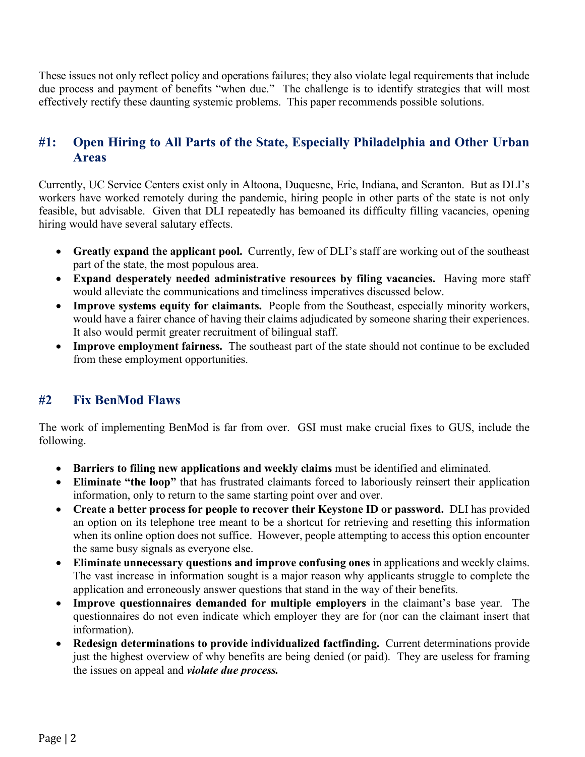These issues not only reflect policy and operations failures; they also violate legal requirements that include due process and payment of benefits "when due." The challenge is to identify strategies that will most effectively rectify these daunting systemic problems. This paper recommends possible solutions.

## #1: Open Hiring to All Parts of the State, Especially Philadelphia and Other Urban Areas

Currently, UC Service Centers exist only in Altoona, Duquesne, Erie, Indiana, and Scranton. But as DLI's workers have worked remotely during the pandemic, hiring people in other parts of the state is not only feasible, but advisable. Given that DLI repeatedly has bemoaned its difficulty filling vacancies, opening hiring would have several salutary effects.

- **Greatly expand the applicant pool.** Currently, few of DLI's staff are working out of the southeast part of the state, the most populous area.
- **Expand desperately needed administrative resources by filing vacancies.** Having more staff would alleviate the communications and timeliness imperatives discussed below.
- **Improve systems equity for claimants.** People from the Southeast, especially minority workers, would have a fairer chance of having their claims adjudicated by someone sharing their experiences. It also would permit greater recruitment of bilingual staff.
- **Improve employment fairness.** The southeast part of the state should not continue to be excluded from these employment opportunities.

## #2 Fix BenMod Flaws

The work of implementing BenMod is far from over. GSI must make crucial fixes to GUS, include the following.

- **Barriers to filing new applications and weekly claims** must be identified and eliminated.
- **Eliminate "the loop"** that has frustrated claimants forced to laboriously reinsert their application information, only to return to the same starting point over and over.
- **Create a better process for people to recover their Keystone ID or password.** DLI has provided an option on its telephone tree meant to be a shortcut for retrieving and resetting this information when its online option does not suffice. However, people attempting to access this option encounter the same busy signals as everyone else.
- **Eliminate unnecessary questions and improve confusing ones** in applications and weekly claims. The vast increase in information sought is a major reason why applicants struggle to complete the application and erroneously answer questions that stand in the way of their benefits.
- **Improve questionnaires demanded for multiple employers** in the claimant's base year. The questionnaires do not even indicate which employer they are for (nor can the claimant insert that information).
- **Redesign determinations to provide individualized factfinding.** Current determinations provide just the highest overview of why benefits are being denied (or paid). They are useless for framing the issues on appeal and ***violate due process.***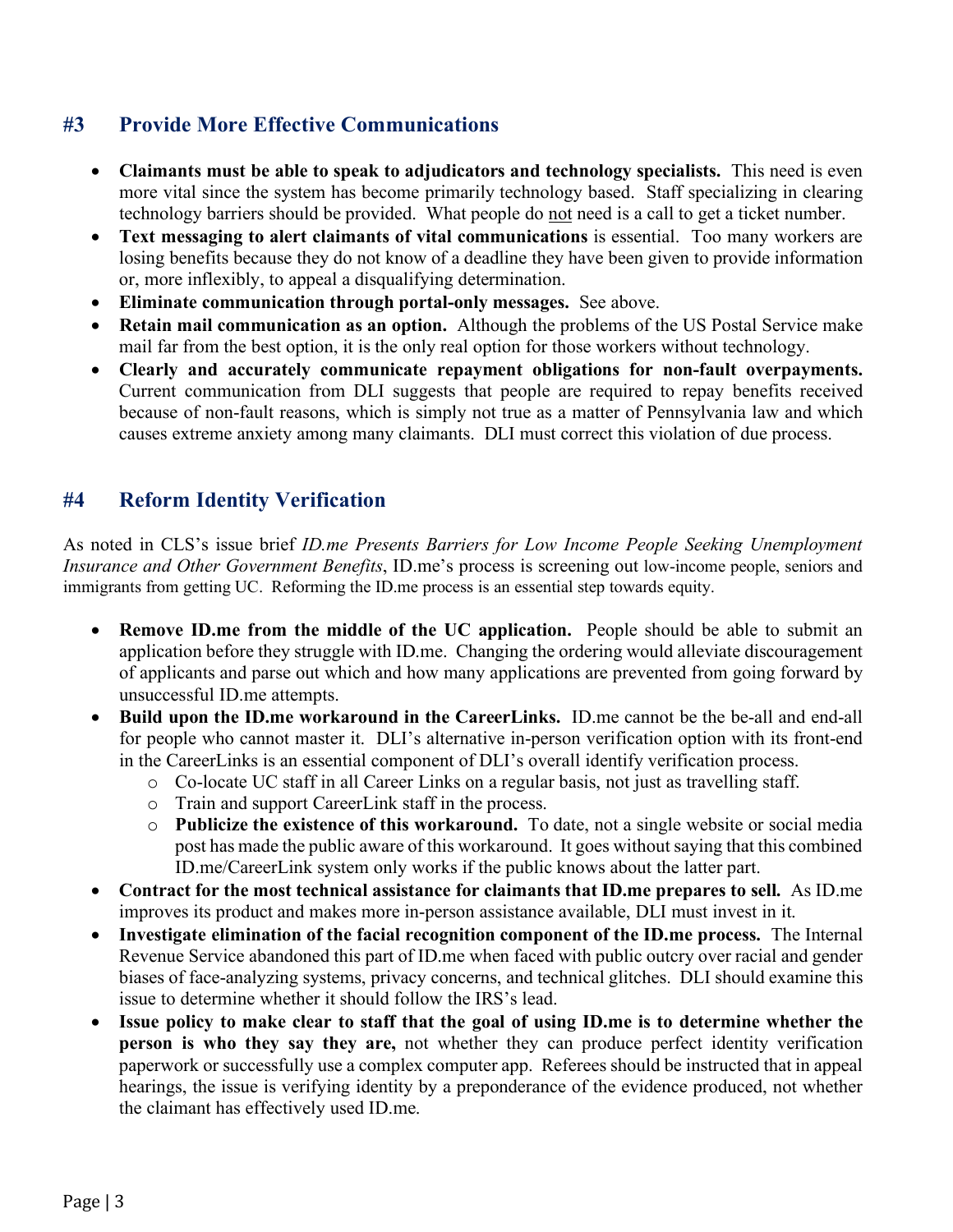## #3 Provide More Effective Communications

- **Claimants must be able to speak to adjudicators and technology specialists.** This need is even more vital since the system has become primarily technology based. Staff specializing in clearing technology barriers should be provided. What people do not need is a call to get a ticket number.
- **Text messaging to alert claimants of vital communications** is essential. Too many workers are losing benefits because they do not know of a deadline they have been given to provide information or, more inflexibly, to appeal a disqualifying determination.
- **Eliminate communication through portal-only messages.** See above.
- **Retain mail communication as an option.** Although the problems of the US Postal Service make mail far from the best option, it is the only real option for those workers without technology.
- **Clearly and accurately communicate repayment obligations for non-fault overpayments.** Current communication from DLI suggests that people are required to repay benefits received because of non-fault reasons, which is simply not true as a matter of Pennsylvania law and which causes extreme anxiety among many claimants. DLI must correct this violation of due process.

## #4 Reform Identity Verification

As noted in CLS's issue brief *ID.me Presents Barriers for Low Income People Seeking Unemployment Insurance and Other Government Benefits*, ID.me's process is screening out low-income people, seniors and immigrants from getting UC. Reforming the ID.me process is an essential step towards equity.

- **Remove ID.me from the middle of the UC application.** People should be able to submit an application before they struggle with ID.me. Changing the ordering would alleviate discouragement of applicants and parse out which and how many applications are prevented from going forward by unsuccessful ID.me attempts.
- **Build upon the ID.me workaround in the CareerLinks.** ID.me cannot be the be-all and end-all for people who cannot master it. DLI's alternative in-person verification option with its front-end in the CareerLinks is an essential component of DLI's overall identify verification process.
  - Co-locate UC staff in all Career Links on a regular basis, not just as travelling staff.
  - Train and support CareerLink staff in the process.
  - **Publicize the existence of this workaround.** To date, not a single website or social media post has made the public aware of this workaround. It goes without saying that this combined ID.me/CareerLink system only works if the public knows about the latter part.
- **Contract for the most technical assistance for claimants that ID.me prepares to sell.** As ID.me improves its product and makes more in-person assistance available, DLI must invest in it.
- **Investigate elimination of the facial recognition component of the ID.me process.** The Internal Revenue Service abandoned this part of ID.me when faced with public outcry over racial and gender biases of face-analyzing systems, privacy concerns, and technical glitches. DLI should examine this issue to determine whether it should follow the IRS's lead.
- **Issue policy to make clear to staff that the goal of using ID.me is to determine whether the person is who they say they are,** not whether they can produce perfect identity verification paperwork or successfully use a complex computer app. Referees should be instructed that in appeal hearings, the issue is verifying identity by a preponderance of the evidence produced, not whether the claimant has effectively used ID.me.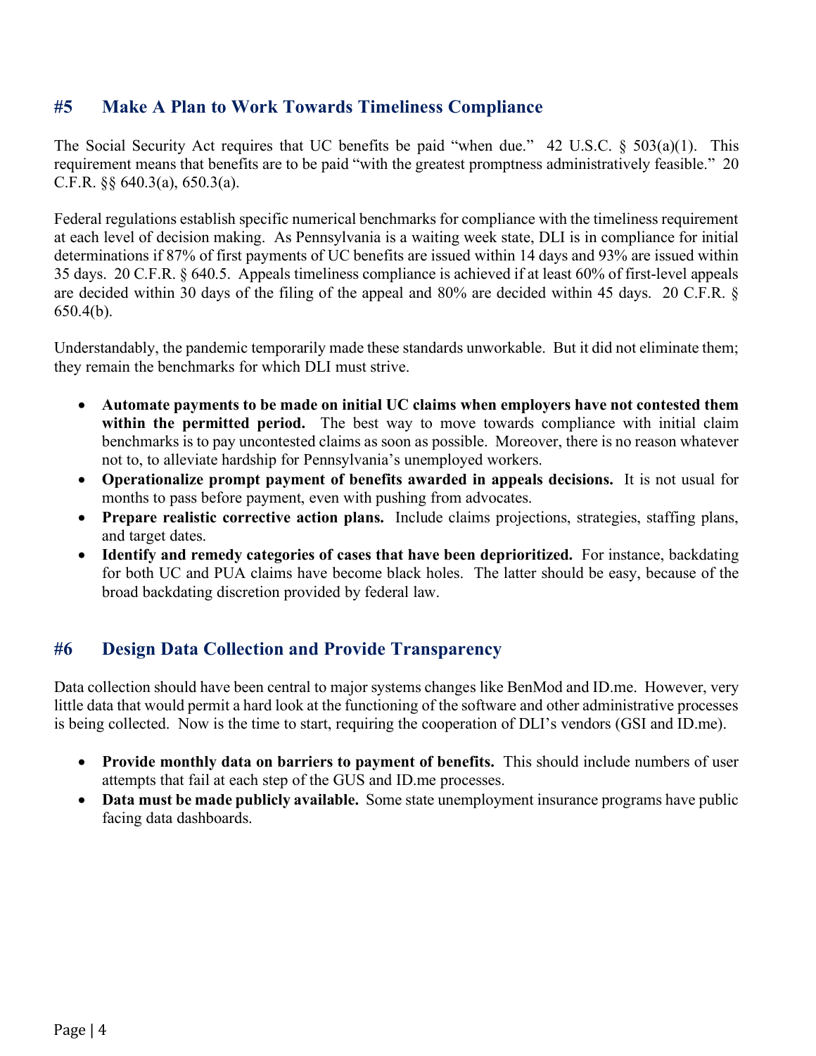## #5 Make A Plan to Work Towards Timeliness Compliance

The Social Security Act requires that UC benefits be paid "when due." 42 U.S.C. § 503(a)(1). This requirement means that benefits are to be paid "with the greatest promptness administratively feasible." 20 C.F.R. §§ 640.3(a), 650.3(a).

Federal regulations establish specific numerical benchmarks for compliance with the timeliness requirement at each level of decision making. As Pennsylvania is a waiting week state, DLI is in compliance for initial determinations if 87% of first payments of UC benefits are issued within 14 days and 93% are issued within 35 days. 20 C.F.R. § 640.5. Appeals timeliness compliance is achieved if at least 60% of first-level appeals are decided within 30 days of the filing of the appeal and 80% are decided within 45 days. 20 C.F.R. § 650.4(b).

Understandably, the pandemic temporarily made these standards unworkable. But it did not eliminate them; they remain the benchmarks for which DLI must strive.

- **Automate payments to be made on initial UC claims when employers have not contested them within the permitted period.** The best way to move towards compliance with initial claim benchmarks is to pay uncontested claims as soon as possible. Moreover, there is no reason whatever not to, to alleviate hardship for Pennsylvania's unemployed workers.
- **Operationalize prompt payment of benefits awarded in appeals decisions.** It is not usual for months to pass before payment, even with pushing from advocates.
- **Prepare realistic corrective action plans.** Include claims projections, strategies, staffing plans, and target dates.
- **Identify and remedy categories of cases that have been deprioritized.** For instance, backdating for both UC and PUA claims have become black holes. The latter should be easy, because of the broad backdating discretion provided by federal law.

## #6 Design Data Collection and Provide Transparency

Data collection should have been central to major systems changes like BenMod and ID.me. However, very little data that would permit a hard look at the functioning of the software and other administrative processes is being collected. Now is the time to start, requiring the cooperation of DLI's vendors (GSI and ID.me).

- **Provide monthly data on barriers to payment of benefits.** This should include numbers of user attempts that fail at each step of the GUS and ID.me processes.
- **Data must be made publicly available.** Some state unemployment insurance programs have public facing data dashboards.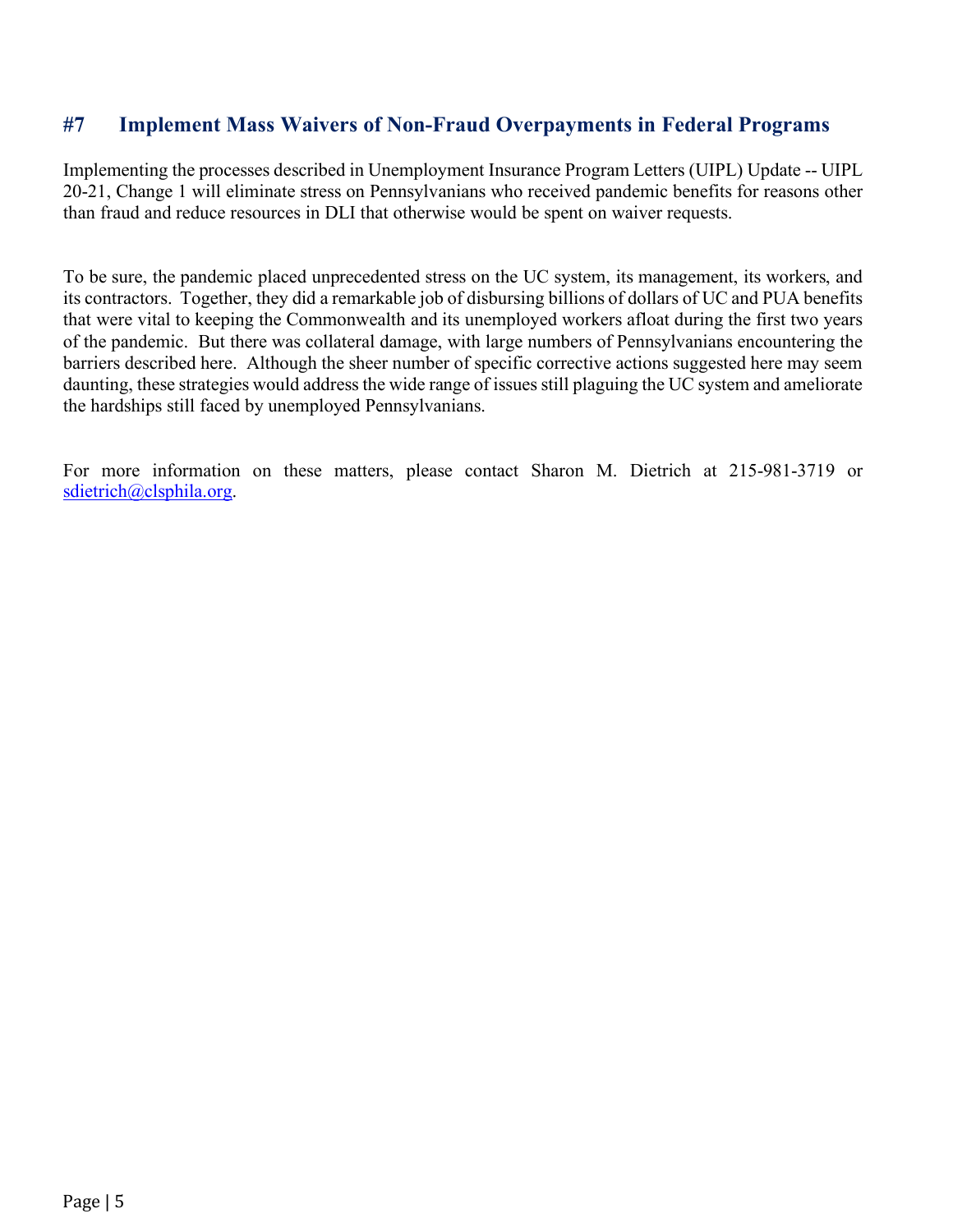## #7 Implement Mass Waivers of Non-Fraud Overpayments in Federal Programs

Implementing the processes described in Unemployment Insurance Program Letters (UIPL) Update -- UIPL 20-21, Change 1 will eliminate stress on Pennsylvanians who received pandemic benefits for reasons other than fraud and reduce resources in DLI that otherwise would be spent on waiver requests.

To be sure, the pandemic placed unprecedented stress on the UC system, its management, its workers, and its contractors. Together, they did a remarkable job of disbursing billions of dollars of UC and PUA benefits that were vital to keeping the Commonwealth and its unemployed workers afloat during the first two years of the pandemic. But there was collateral damage, with large numbers of Pennsylvanians encountering the barriers described here. Although the sheer number of specific corrective actions suggested here may seem daunting, these strategies would address the wide range of issues still plaguing the UC system and ameliorate the hardships still faced by unemployed Pennsylvanians.

For more information on these matters, please contact Sharon M. Dietrich at 215-981-3719 or sdietrich@clsphila.org.